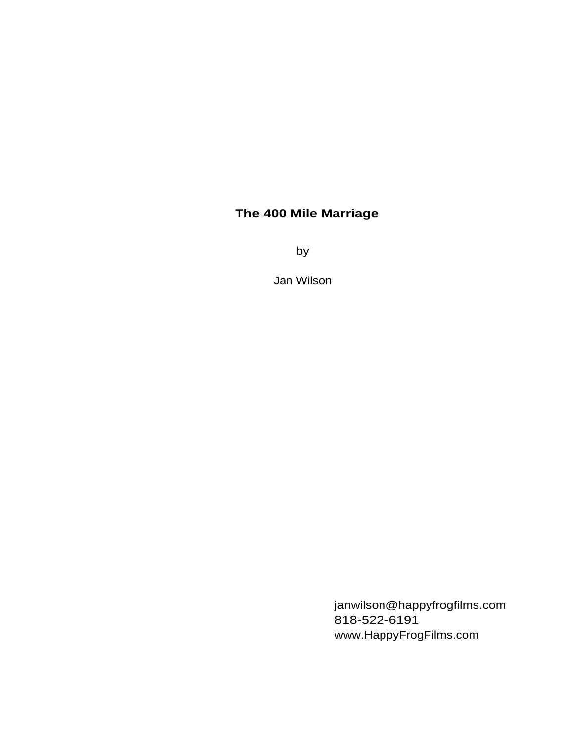# **The 400 Mile Marriage**

by

Jan Wilson

janwilson@happyfrogfilms.com
818-522-6191
www.HappyFrogFilms.com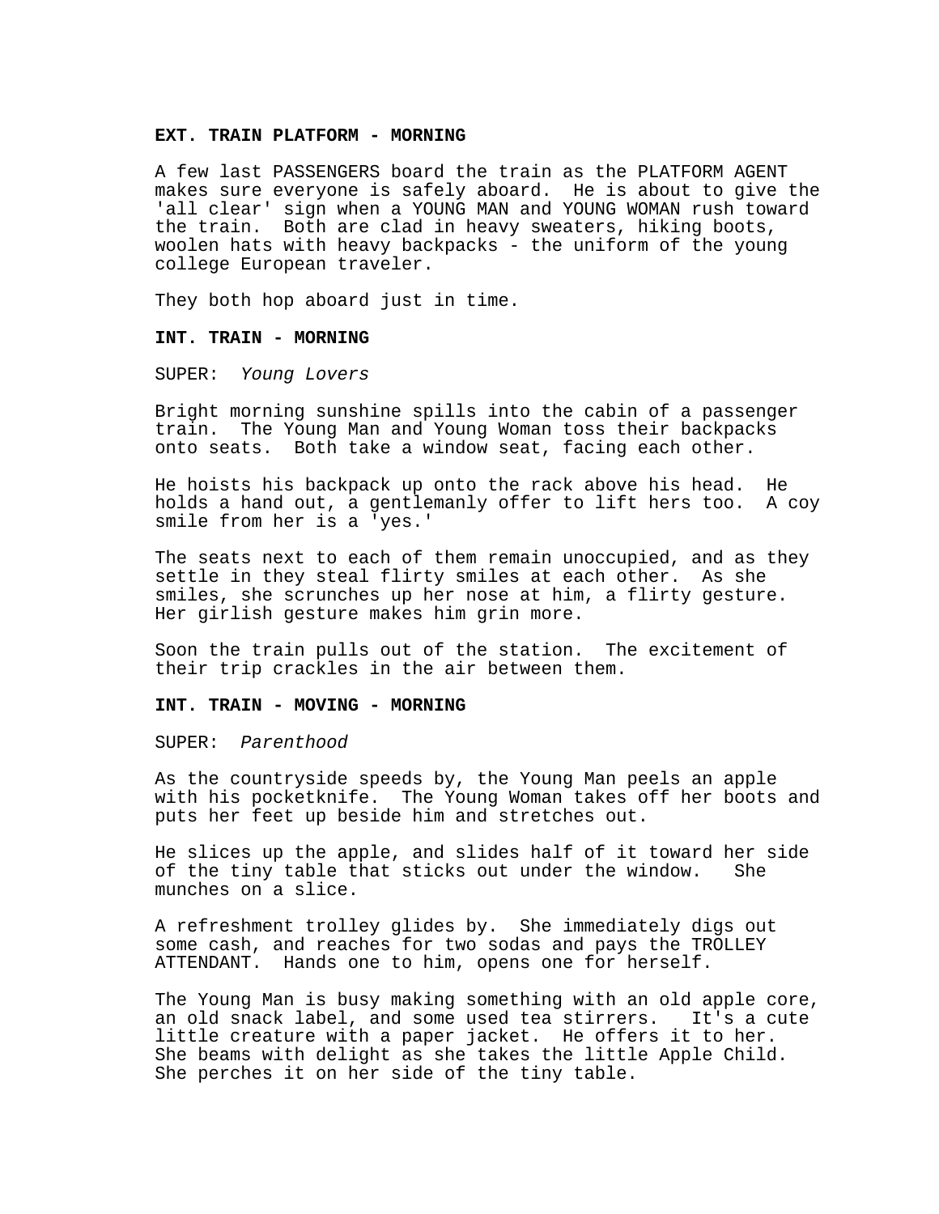**EXT. TRAIN PLATFORM - MORNING**

A few last PASSENGERS board the train as the PLATFORM AGENT makes sure everyone is safely aboard. He is about to give the 'all clear' sign when a YOUNG MAN and YOUNG WOMAN rush toward the train. Both are clad in heavy sweaters, hiking boots, woolen hats with heavy backpacks - the uniform of the young college European traveler.

They both hop aboard just in time.

**INT. TRAIN - MORNING**

SUPER: *Young Lovers*

Bright morning sunshine spills into the cabin of a passenger train. The Young Man and Young Woman toss their backpacks onto seats. Both take a window seat, facing each other.

He hoists his backpack up onto the rack above his head. He holds a hand out, a gentlemanly offer to lift hers too. A coy smile from her is a 'yes.'

The seats next to each of them remain unoccupied, and as they settle in they steal flirty smiles at each other. As she smiles, she scrunches up her nose at him, a flirty gesture. Her girlish gesture makes him grin more.

Soon the train pulls out of the station. The excitement of their trip crackles in the air between them.

**INT. TRAIN - MOVING - MORNING**

SUPER: *Parenthood*

As the countryside speeds by, the Young Man peels an apple with his pocketknife. The Young Woman takes off her boots and puts her feet up beside him and stretches out.

He slices up the apple, and slides half of it toward her side of the tiny table that sticks out under the window. She munches on a slice.

A refreshment trolley glides by. She immediately digs out some cash, and reaches for two sodas and pays the TROLLEY ATTENDANT. Hands one to him, opens one for herself.

The Young Man is busy making something with an old apple core, an old snack label, and some used tea stirrers. It's a cute little creature with a paper jacket. He offers it to her. She beams with delight as she takes the little Apple Child. She perches it on her side of the tiny table.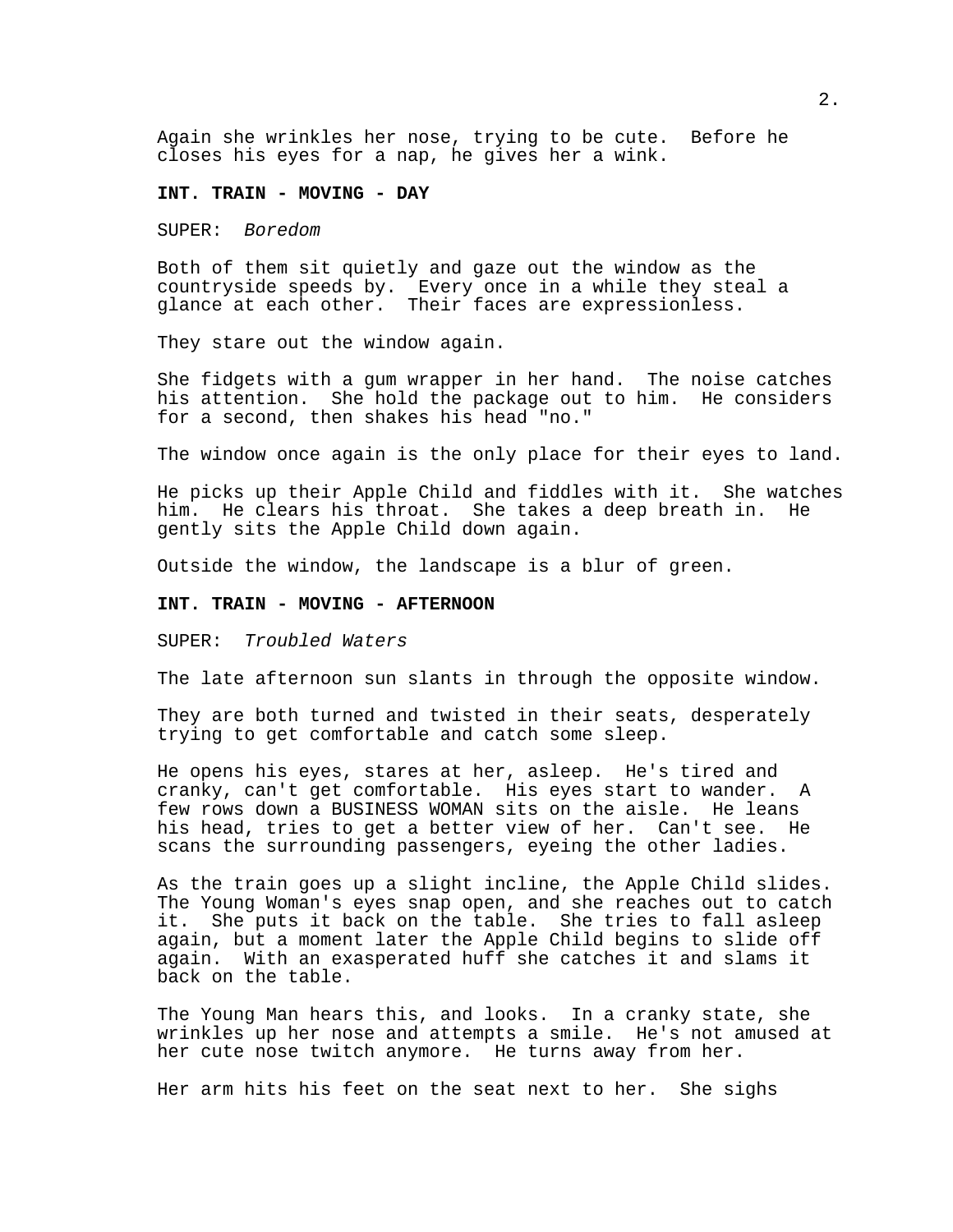Again she wrinkles her nose, trying to be cute. Before he closes his eyes for a nap, he gives her a wink.

**INT. TRAIN - MOVING - DAY**

SUPER: *Boredom*

Both of them sit quietly and gaze out the window as the countryside speeds by. Every once in a while they steal a glance at each other. Their faces are expressionless.

They stare out the window again.

She fidgets with a gum wrapper in her hand. The noise catches his attention. She hold the package out to him. He considers for a second, then shakes his head "no."

The window once again is the only place for their eyes to land.

He picks up their Apple Child and fiddles with it. She watches him. He clears his throat. She takes a deep breath in. He gently sits the Apple Child down again.

Outside the window, the landscape is a blur of green.

**INT. TRAIN - MOVING - AFTERNOON**

SUPER: *Troubled Waters*

The late afternoon sun slants in through the opposite window.

They are both turned and twisted in their seats, desperately trying to get comfortable and catch some sleep.

He opens his eyes, stares at her, asleep. He's tired and cranky, can't get comfortable. His eyes start to wander. A few rows down a BUSINESS WOMAN sits on the aisle. He leans his head, tries to get a better view of her. Can't see. He scans the surrounding passengers, eyeing the other ladies.

As the train goes up a slight incline, the Apple Child slides. The Young Woman's eyes snap open, and she reaches out to catch it. She puts it back on the table. She tries to fall asleep again, but a moment later the Apple Child begins to slide off again. With an exasperated huff she catches it and slams it back on the table.

The Young Man hears this, and looks. In a cranky state, she wrinkles up her nose and attempts a smile. He's not amused at her cute nose twitch anymore. He turns away from her.

Her arm hits his feet on the seat next to her. She sighs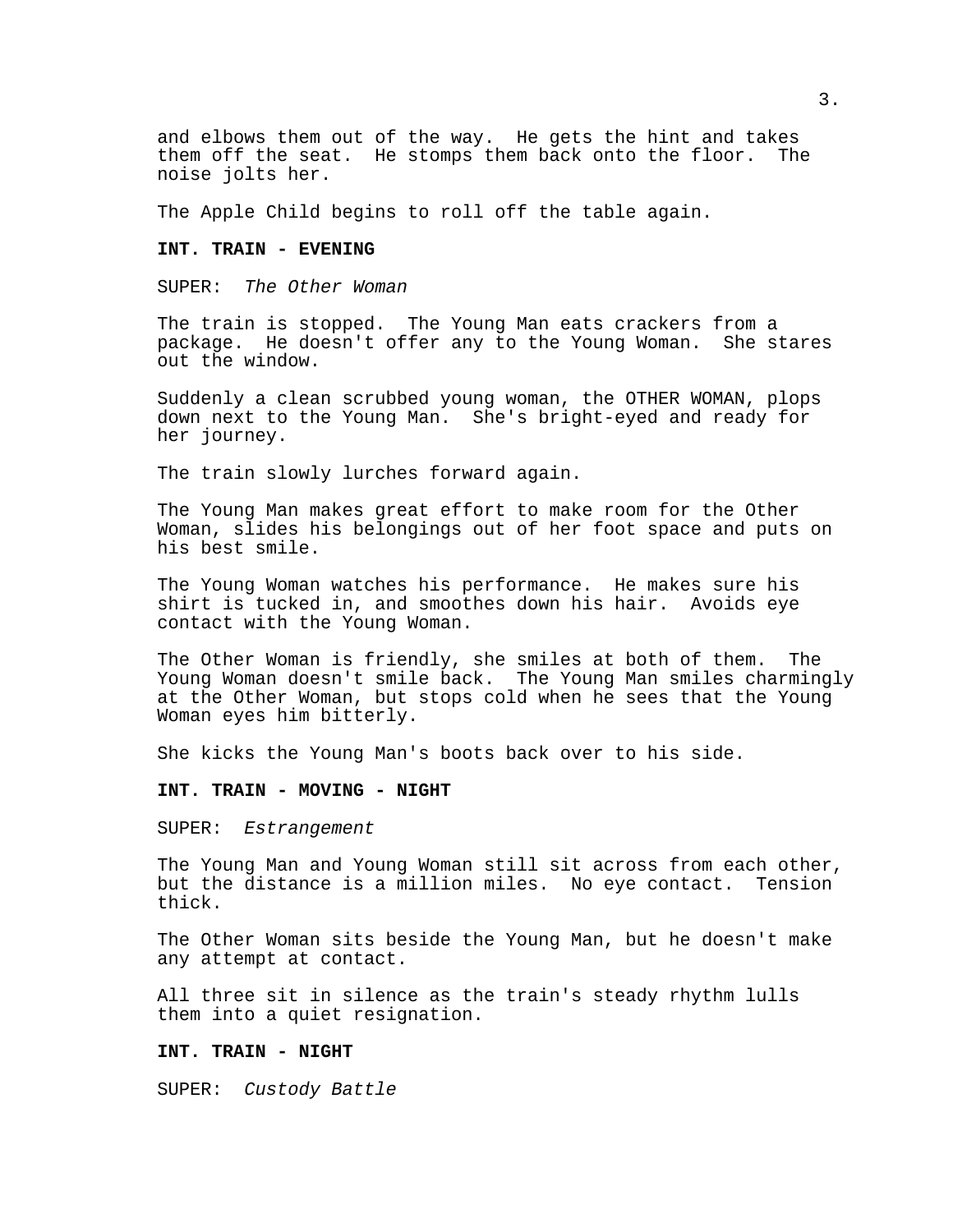and elbows them out of the way. He gets the hint and takes them off the seat. He stomps them back onto the floor. The noise jolts her.

The Apple Child begins to roll off the table again.

**INT. TRAIN - EVENING**

SUPER: *The Other Woman*

The train is stopped. The Young Man eats crackers from a package. He doesn't offer any to the Young Woman. She stares out the window.

Suddenly a clean scrubbed young woman, the OTHER WOMAN, plops down next to the Young Man. She's bright-eyed and ready for her journey.

The train slowly lurches forward again.

The Young Man makes great effort to make room for the Other Woman, slides his belongings out of her foot space and puts on his best smile.

The Young Woman watches his performance. He makes sure his shirt is tucked in, and smoothes down his hair. Avoids eye contact with the Young Woman.

The Other Woman is friendly, she smiles at both of them. The Young Woman doesn't smile back. The Young Man smiles charmingly at the Other Woman, but stops cold when he sees that the Young Woman eyes him bitterly.

She kicks the Young Man's boots back over to his side.

**INT. TRAIN - MOVING - NIGHT**

SUPER: *Estrangement*

The Young Man and Young Woman still sit across from each other, but the distance is a million miles. No eye contact. Tension thick.

The Other Woman sits beside the Young Man, but he doesn't make any attempt at contact.

All three sit in silence as the train's steady rhythm lulls them into a quiet resignation.

**INT. TRAIN - NIGHT**

SUPER: *Custody Battle*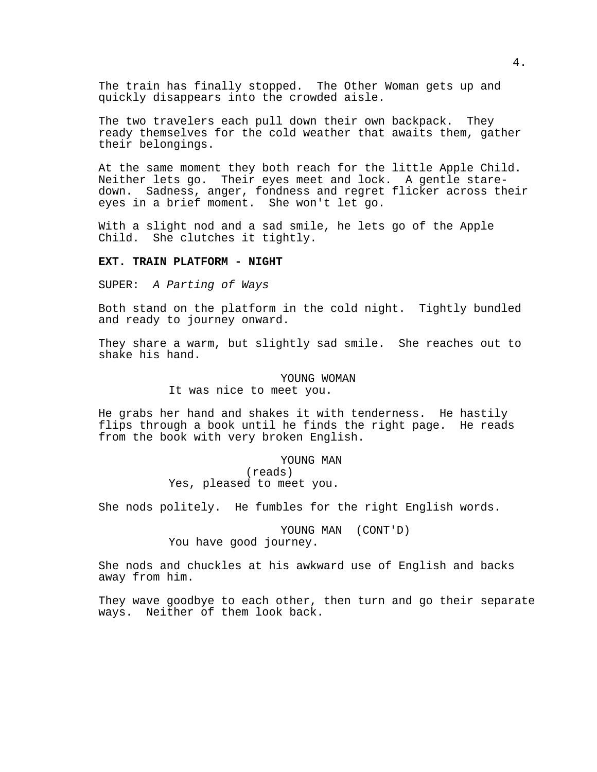The train has finally stopped. The Other Woman gets up and quickly disappears into the crowded aisle.

The two travelers each pull down their own backpack. They ready themselves for the cold weather that awaits them, gather their belongings.

At the same moment they both reach for the little Apple Child. Neither lets go. Their eyes meet and lock. A gentle stare-down. Sadness, anger, fondness and regret flicker across their eyes in a brief moment. She won't let go.

With a slight nod and a sad smile, he lets go of the Apple Child. She clutches it tightly.

**EXT. TRAIN PLATFORM - NIGHT**

SUPER: *A Parting of Ways*

Both stand on the platform in the cold night. Tightly bundled and ready to journey onward.

They share a warm, but slightly sad smile. She reaches out to shake his hand.

YOUNG WOMAN
It was nice to meet you.

He grabs her hand and shakes it with tenderness. He hastily flips through a book until he finds the right page. He reads from the book with very broken English.

YOUNG MAN
(reads)
Yes, pleased to meet you.

She nods politely. He fumbles for the right English words.

YOUNG MAN (CONT'D)
You have good journey.

She nods and chuckles at his awkward use of English and backs away from him.

They wave goodbye to each other, then turn and go their separate ways. Neither of them look back.